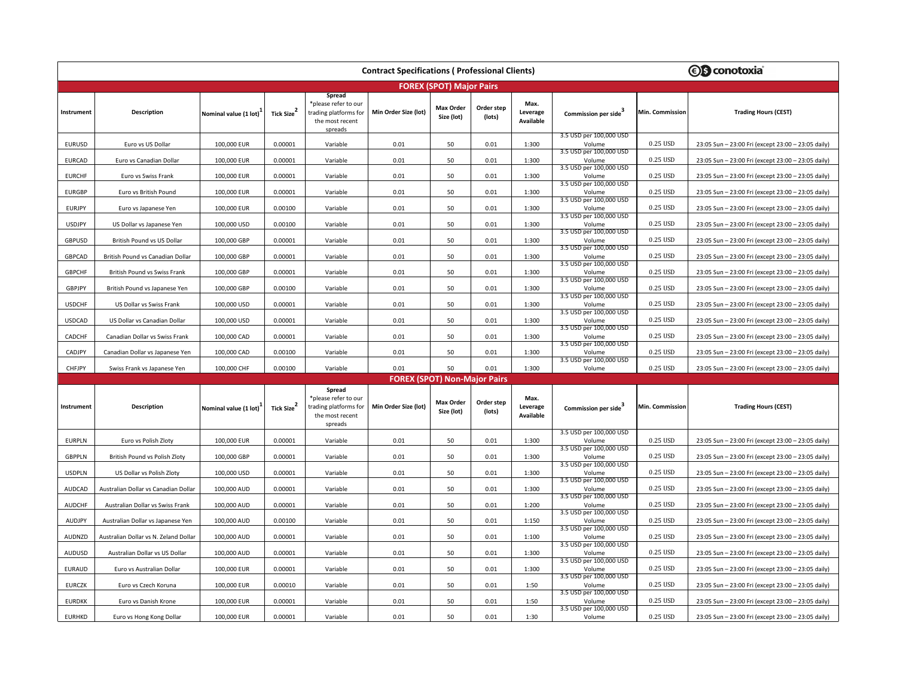# Contract Specifications ( Professional Clients)

conotoxia

## FOREX (SPOT) Major Pairs

| Instrument | Description | Nominal value (1 lot)[1] | Tick Size[2] | Spread *please refer to our trading platforms for the most recent spreads | Min Order Size (lot) | Max Order Size (lot) | Order step (lots) | Max. Leverage Available | Commission per side[3] | Min. Commission | Trading Hours (CEST) |
|---|---|---|---|---|---|---|---|---|---|---|---|
| EURUSD | Euro vs US Dollar | 100,000 EUR | 0.00001 | Variable | 0.01 | 50 | 0.01 | 1:300 | 3.5 USD per 100,000 USD Volume | 0.25 USD | 23:05 Sun – 23:00 Fri (except 23:00 – 23:05 daily) |
| EURCAD | Euro vs Canadian Dollar | 100,000 EUR | 0.00001 | Variable | 0.01 | 50 | 0.01 | 1:300 | 3.5 USD per 100,000 USD Volume | 0.25 USD | 23:05 Sun – 23:00 Fri (except 23:00 – 23:05 daily) |
| EURCHF | Euro vs Swiss Frank | 100,000 EUR | 0.00001 | Variable | 0.01 | 50 | 0.01 | 1:300 | 3.5 USD per 100,000 USD Volume | 0.25 USD | 23:05 Sun – 23:00 Fri (except 23:00 – 23:05 daily) |
| EURGBP | Euro vs British Pound | 100,000 EUR | 0.00001 | Variable | 0.01 | 50 | 0.01 | 1:300 | 3.5 USD per 100,000 USD Volume | 0.25 USD | 23:05 Sun – 23:00 Fri (except 23:00 – 23:05 daily) |
| EURJPY | Euro vs Japanese Yen | 100,000 EUR | 0.00100 | Variable | 0.01 | 50 | 0.01 | 1:300 | 3.5 USD per 100,000 USD Volume | 0.25 USD | 23:05 Sun – 23:00 Fri (except 23:00 – 23:05 daily) |
| USDJPY | US Dollar vs Japanese Yen | 100,000 USD | 0.00100 | Variable | 0.01 | 50 | 0.01 | 1:300 | 3.5 USD per 100,000 USD Volume | 0.25 USD | 23:05 Sun – 23:00 Fri (except 23:00 – 23:05 daily) |
| GBPUSD | British Pound vs US Dollar | 100,000 GBP | 0.00001 | Variable | 0.01 | 50 | 0.01 | 1:300 | 3.5 USD per 100,000 USD Volume | 0.25 USD | 23:05 Sun – 23:00 Fri (except 23:00 – 23:05 daily) |
| GBPCAD | British Pound vs Canadian Dollar | 100,000 GBP | 0.00001 | Variable | 0.01 | 50 | 0.01 | 1:300 | 3.5 USD per 100,000 USD Volume | 0.25 USD | 23:05 Sun – 23:00 Fri (except 23:00 – 23:05 daily) |
| GBPCHF | British Pound vs Swiss Frank | 100,000 GBP | 0.00001 | Variable | 0.01 | 50 | 0.01 | 1:300 | 3.5 USD per 100,000 USD Volume | 0.25 USD | 23:05 Sun – 23:00 Fri (except 23:00 – 23:05 daily) |
| GBPJPY | British Pound vs Japanese Yen | 100,000 GBP | 0.00100 | Variable | 0.01 | 50 | 0.01 | 1:300 | 3.5 USD per 100,000 USD Volume | 0.25 USD | 23:05 Sun – 23:00 Fri (except 23:00 – 23:05 daily) |
| USDCHF | US Dollar vs Swiss Frank | 100,000 USD | 0.00001 | Variable | 0.01 | 50 | 0.01 | 1:300 | 3.5 USD per 100,000 USD Volume | 0.25 USD | 23:05 Sun – 23:00 Fri (except 23:00 – 23:05 daily) |
| USDCAD | US Dollar vs Canadian Dollar | 100,000 USD | 0.00001 | Variable | 0.01 | 50 | 0.01 | 1:300 | 3.5 USD per 100,000 USD Volume | 0.25 USD | 23:05 Sun – 23:00 Fri (except 23:00 – 23:05 daily) |
| CADCHF | Canadian Dollar vs Swiss Frank | 100,000 CAD | 0.00001 | Variable | 0.01 | 50 | 0.01 | 1:300 | 3.5 USD per 100,000 USD Volume | 0.25 USD | 23:05 Sun – 23:00 Fri (except 23:00 – 23:05 daily) |
| CADJPY | Canadian Dollar vs Japanese Yen | 100,000 CAD | 0.00100 | Variable | 0.01 | 50 | 0.01 | 1:300 | 3.5 USD per 100,000 USD Volume | 0.25 USD | 23:05 Sun – 23:00 Fri (except 23:00 – 23:05 daily) |
| CHFJPY | Swiss Frank vs Japanese Yen | 100,000 CHF | 0.00100 | Variable | 0.01 | 50 | 0.01 | 1:300 | 3.5 USD per 100,000 USD Volume | 0.25 USD | 23:05 Sun – 23:00 Fri (except 23:00 – 23:05 daily) |

## FOREX (SPOT) Non-Major Pairs

| Instrument | Description | Nominal value (1 lot)[1] | Tick Size[2] | Spread *please refer to our trading platforms for the most recent spreads | Min Order Size (lot) | Max Order Size (lot) | Order step (lots) | Max. Leverage Available | Commission per side[3] | Min. Commission | Trading Hours (CEST) |
|---|---|---|---|---|---|---|---|---|---|---|---|
| EURPLN | Euro vs Polish Zloty | 100,000 EUR | 0.00001 | Variable | 0.01 | 50 | 0.01 | 1:300 | 3.5 USD per 100,000 USD Volume | 0.25 USD | 23:05 Sun – 23:00 Fri (except 23:00 – 23:05 daily) |
| GBPPLN | British Pound vs Polish Zloty | 100,000 GBP | 0.00001 | Variable | 0.01 | 50 | 0.01 | 1:300 | 3.5 USD per 100,000 USD Volume | 0.25 USD | 23:05 Sun – 23:00 Fri (except 23:00 – 23:05 daily) |
| USDPLN | US Dollar vs Polish Zloty | 100,000 USD | 0.00001 | Variable | 0.01 | 50 | 0.01 | 1:300 | 3.5 USD per 100,000 USD Volume | 0.25 USD | 23:05 Sun – 23:00 Fri (except 23:00 – 23:05 daily) |
| AUDCAD | Australian Dollar vs Canadian Dollar | 100,000 AUD | 0.00001 | Variable | 0.01 | 50 | 0.01 | 1:300 | 3.5 USD per 100,000 USD Volume | 0.25 USD | 23:05 Sun – 23:00 Fri (except 23:00 – 23:05 daily) |
| AUDCHF | Australian Dollar vs Swiss Frank | 100,000 AUD | 0.00001 | Variable | 0.01 | 50 | 0.01 | 1:200 | 3.5 USD per 100,000 USD Volume | 0.25 USD | 23:05 Sun – 23:00 Fri (except 23:00 – 23:05 daily) |
| AUDJPY | Australian Dollar vs Japanese Yen | 100,000 AUD | 0.00100 | Variable | 0.01 | 50 | 0.01 | 1:150 | 3.5 USD per 100,000 USD Volume | 0.25 USD | 23:05 Sun – 23:00 Fri (except 23:00 – 23:05 daily) |
| AUDNZD | Australian Dollar vs N. Zeland Dollar | 100,000 AUD | 0.00001 | Variable | 0.01 | 50 | 0.01 | 1:100 | 3.5 USD per 100,000 USD Volume | 0.25 USD | 23:05 Sun – 23:00 Fri (except 23:00 – 23:05 daily) |
| AUDUSD | Australian Dollar vs US Dollar | 100,000 AUD | 0.00001 | Variable | 0.01 | 50 | 0.01 | 1:300 | 3.5 USD per 100,000 USD Volume | 0.25 USD | 23:05 Sun – 23:00 Fri (except 23:00 – 23:05 daily) |
| EURAUD | Euro vs Australian Dollar | 100,000 EUR | 0.00001 | Variable | 0.01 | 50 | 0.01 | 1:300 | 3.5 USD per 100,000 USD Volume | 0.25 USD | 23:05 Sun – 23:00 Fri (except 23:00 – 23:05 daily) |
| EURCZK | Euro vs Czech Koruna | 100,000 EUR | 0.00010 | Variable | 0.01 | 50 | 0.01 | 1:50 | 3.5 USD per 100,000 USD Volume | 0.25 USD | 23:05 Sun – 23:00 Fri (except 23:00 – 23:05 daily) |
| EURDKK | Euro vs Danish Krone | 100,000 EUR | 0.00001 | Variable | 0.01 | 50 | 0.01 | 1:50 | 3.5 USD per 100,000 USD Volume | 0.25 USD | 23:05 Sun – 23:00 Fri (except 23:00 – 23:05 daily) |
| EURHKD | Euro vs Hong Kong Dollar | 100,000 EUR | 0.00001 | Variable | 0.01 | 50 | 0.01 | 1:30 | 3.5 USD per 100,000 USD Volume | 0.25 USD | 23:05 Sun – 23:00 Fri (except 23:00 – 23:05 daily) |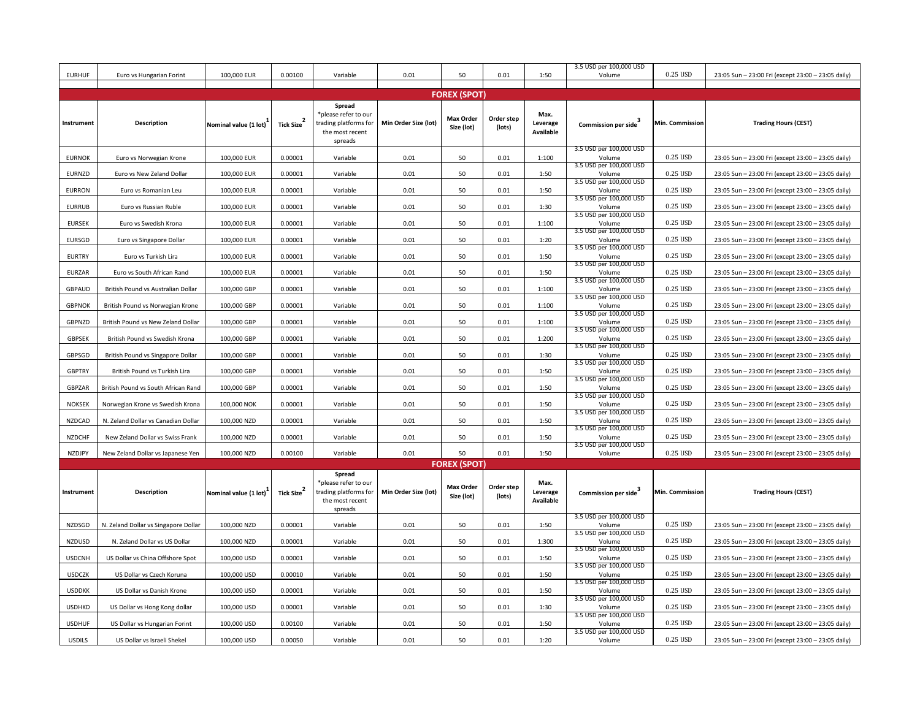| EURHUF | Euro vs Hungarian Forint | 100,000 EUR | 0.00100 | Variable | 0.01 | 50 | 0.01 | 1:50 | 3.5 USD per 100,000 USD Volume | 0.25 USD | 23:05 Sun – 23:00 Fri (except 23:00 – 23:05 daily) |
|---|---|---|---|---|---|---|---|---|---|---|---|

## FOREX (SPOT)

| Instrument | Description | Nominal value (1 lot)[1] | Tick Size[2] | Spread *please refer to our trading platforms for the most recent spreads | Min Order Size (lot) | Max Order Size (lot) | Order step (lots) | Max. Leverage Available | Commission per side[3] | Min. Commission | Trading Hours (CEST) |
|---|---|---|---|---|---|---|---|---|---|---|---|
| EURNOK | Euro vs Norwegian Krone | 100,000 EUR | 0.00001 | Variable | 0.01 | 50 | 0.01 | 1:100 | 3.5 USD per 100,000 USD Volume | 0.25 USD | 23:05 Sun – 23:00 Fri (except 23:00 – 23:05 daily) |
| EURNZD | Euro vs New Zeland Dollar | 100,000 EUR | 0.00001 | Variable | 0.01 | 50 | 0.01 | 1:50 | 3.5 USD per 100,000 USD Volume | 0.25 USD | 23:05 Sun – 23:00 Fri (except 23:00 – 23:05 daily) |
| EURRON | Euro vs Romanian Leu | 100,000 EUR | 0.00001 | Variable | 0.01 | 50 | 0.01 | 1:50 | 3.5 USD per 100,000 USD Volume | 0.25 USD | 23:05 Sun – 23:00 Fri (except 23:00 – 23:05 daily) |
| EURRUB | Euro vs Russian Ruble | 100,000 EUR | 0.00001 | Variable | 0.01 | 50 | 0.01 | 1:30 | 3.5 USD per 100,000 USD Volume | 0.25 USD | 23:05 Sun – 23:00 Fri (except 23:00 – 23:05 daily) |
| EURSEK | Euro vs Swedish Krona | 100,000 EUR | 0.00001 | Variable | 0.01 | 50 | 0.01 | 1:100 | 3.5 USD per 100,000 USD Volume | 0.25 USD | 23:05 Sun – 23:00 Fri (except 23:00 – 23:05 daily) |
| EURSGD | Euro vs Singapore Dollar | 100,000 EUR | 0.00001 | Variable | 0.01 | 50 | 0.01 | 1:20 | 3.5 USD per 100,000 USD Volume | 0.25 USD | 23:05 Sun – 23:00 Fri (except 23:00 – 23:05 daily) |
| EURTRY | Euro vs Turkish Lira | 100,000 EUR | 0.00001 | Variable | 0.01 | 50 | 0.01 | 1:50 | 3.5 USD per 100,000 USD Volume | 0.25 USD | 23:05 Sun – 23:00 Fri (except 23:00 – 23:05 daily) |
| EURZAR | Euro vs South African Rand | 100,000 EUR | 0.00001 | Variable | 0.01 | 50 | 0.01 | 1:50 | 3.5 USD per 100,000 USD Volume | 0.25 USD | 23:05 Sun – 23:00 Fri (except 23:00 – 23:05 daily) |
| GBPAUD | British Pound vs Australian Dollar | 100,000 GBP | 0.00001 | Variable | 0.01 | 50 | 0.01 | 1:100 | 3.5 USD per 100,000 USD Volume | 0.25 USD | 23:05 Sun – 23:00 Fri (except 23:00 – 23:05 daily) |
| GBPNOK | British Pound vs Norwegian Krone | 100,000 GBP | 0.00001 | Variable | 0.01 | 50 | 0.01 | 1:100 | 3.5 USD per 100,000 USD Volume | 0.25 USD | 23:05 Sun – 23:00 Fri (except 23:00 – 23:05 daily) |
| GBPNZD | British Pound vs New Zeland Dollar | 100,000 GBP | 0.00001 | Variable | 0.01 | 50 | 0.01 | 1:100 | 3.5 USD per 100,000 USD Volume | 0.25 USD | 23:05 Sun – 23:00 Fri (except 23:00 – 23:05 daily) |
| GBPSEK | British Pound vs Swedish Krona | 100,000 GBP | 0.00001 | Variable | 0.01 | 50 | 0.01 | 1:200 | 3.5 USD per 100,000 USD Volume | 0.25 USD | 23:05 Sun – 23:00 Fri (except 23:00 – 23:05 daily) |
| GBPSGD | British Pound vs Singapore Dollar | 100,000 GBP | 0.00001 | Variable | 0.01 | 50 | 0.01 | 1:30 | 3.5 USD per 100,000 USD Volume | 0.25 USD | 23:05 Sun – 23:00 Fri (except 23:00 – 23:05 daily) |
| GBPTRY | British Pound vs Turkish Lira | 100,000 GBP | 0.00001 | Variable | 0.01 | 50 | 0.01 | 1:50 | 3.5 USD per 100,000 USD Volume | 0.25 USD | 23:05 Sun – 23:00 Fri (except 23:00 – 23:05 daily) |
| GBPZAR | British Pound vs South African Rand | 100,000 GBP | 0.00001 | Variable | 0.01 | 50 | 0.01 | 1:50 | 3.5 USD per 100,000 USD Volume | 0.25 USD | 23:05 Sun – 23:00 Fri (except 23:00 – 23:05 daily) |
| NOKSEK | Norwegian Krone vs Swedish Krona | 100,000 NOK | 0.00001 | Variable | 0.01 | 50 | 0.01 | 1:50 | 3.5 USD per 100,000 USD Volume | 0.25 USD | 23:05 Sun – 23:00 Fri (except 23:00 – 23:05 daily) |
| NZDCAD | N. Zeland Dollar vs Canadian Dollar | 100,000 NZD | 0.00001 | Variable | 0.01 | 50 | 0.01 | 1:50 | 3.5 USD per 100,000 USD Volume | 0.25 USD | 23:05 Sun – 23:00 Fri (except 23:00 – 23:05 daily) |
| NZDCHF | New Zeland Dollar vs Swiss Frank | 100,000 NZD | 0.00001 | Variable | 0.01 | 50 | 0.01 | 1:50 | 3.5 USD per 100,000 USD Volume | 0.25 USD | 23:05 Sun – 23:00 Fri (except 23:00 – 23:05 daily) |
| NZDJPY | New Zeland Dollar vs Japanese Yen | 100,000 NZD | 0.00100 | Variable | 0.01 | 50 | 0.01 | 1:50 | 3.5 USD per 100,000 USD Volume | 0.25 USD | 23:05 Sun – 23:00 Fri (except 23:00 – 23:05 daily) |

## FOREX (SPOT)

| Instrument | Description | Nominal value (1 lot)[1] | Tick Size[2] | Spread *please refer to our trading platforms for the most recent spreads | Min Order Size (lot) | Max Order Size (lot) | Order step (lots) | Max. Leverage Available | Commission per side[3] | Min. Commission | Trading Hours (CEST) |
|---|---|---|---|---|---|---|---|---|---|---|---|
| NZDSGD | N. Zeland Dollar vs Singapore Dollar | 100,000 NZD | 0.00001 | Variable | 0.01 | 50 | 0.01 | 1:50 | 3.5 USD per 100,000 USD Volume | 0.25 USD | 23:05 Sun – 23:00 Fri (except 23:00 – 23:05 daily) |
| NZDUSD | N. Zeland Dollar vs US Dollar | 100,000 NZD | 0.00001 | Variable | 0.01 | 50 | 0.01 | 1:300 | 3.5 USD per 100,000 USD Volume | 0.25 USD | 23:05 Sun – 23:00 Fri (except 23:00 – 23:05 daily) |
| USDCNH | US Dollar vs China Offshore Spot | 100,000 USD | 0.00001 | Variable | 0.01 | 50 | 0.01 | 1:50 | 3.5 USD per 100,000 USD Volume | 0.25 USD | 23:05 Sun – 23:00 Fri (except 23:00 – 23:05 daily) |
| USDCZK | US Dollar vs Czech Koruna | 100,000 USD | 0.00010 | Variable | 0.01 | 50 | 0.01 | 1:50 | 3.5 USD per 100,000 USD Volume | 0.25 USD | 23:05 Sun – 23:00 Fri (except 23:00 – 23:05 daily) |
| USDDKK | US Dollar vs Danish Krone | 100,000 USD | 0.00001 | Variable | 0.01 | 50 | 0.01 | 1:50 | 3.5 USD per 100,000 USD Volume | 0.25 USD | 23:05 Sun – 23:00 Fri (except 23:00 – 23:05 daily) |
| USDHKD | US Dollar vs Hong Kong dollar | 100,000 USD | 0.00001 | Variable | 0.01 | 50 | 0.01 | 1:30 | 3.5 USD per 100,000 USD Volume | 0.25 USD | 23:05 Sun – 23:00 Fri (except 23:00 – 23:05 daily) |
| USDHUF | US Dollar vs Hungarian Forint | 100,000 USD | 0.00100 | Variable | 0.01 | 50 | 0.01 | 1:50 | 3.5 USD per 100,000 USD Volume | 0.25 USD | 23:05 Sun – 23:00 Fri (except 23:00 – 23:05 daily) |
| USDILS | US Dollar vs Israeli Shekel | 100,000 USD | 0.00050 | Variable | 0.01 | 50 | 0.01 | 1:20 | 3.5 USD per 100,000 USD Volume | 0.25 USD | 23:05 Sun – 23:00 Fri (except 23:00 – 23:05 daily) |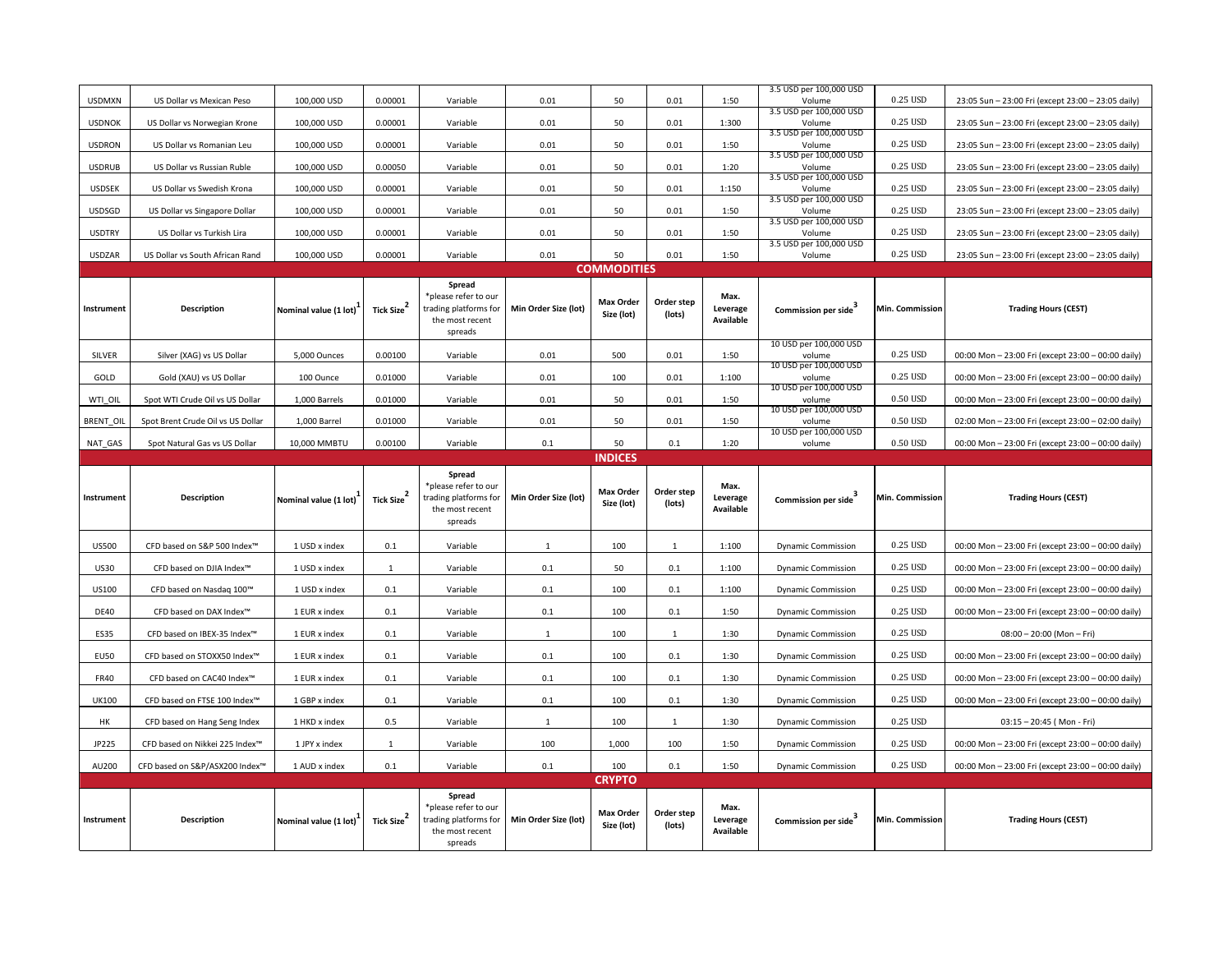| USDMXN | US Dollar vs Mexican Peso | 100,000 USD | 0.00001 | Variable | 0.01 | 50 | 0.01 | 1:50 | 3.5 USD per 100,000 USD Volume | 0.25 USD | 23:05 Sun – 23:00 Fri (except 23:00 – 23:05 daily) |
|---|---|---|---|---|---|---|---|---|---|---|---|
| USDNOK | US Dollar vs Norwegian Krone | 100,000 USD | 0.00001 | Variable | 0.01 | 50 | 0.01 | 1:300 | 3.5 USD per 100,000 USD Volume | 0.25 USD | 23:05 Sun – 23:00 Fri (except 23:00 – 23:05 daily) |
| USDRON | US Dollar vs Romanian Leu | 100,000 USD | 0.00001 | Variable | 0.01 | 50 | 0.01 | 1:50 | 3.5 USD per 100,000 USD Volume | 0.25 USD | 23:05 Sun – 23:00 Fri (except 23:00 – 23:05 daily) |
| USDRUB | US Dollar vs Russian Ruble | 100,000 USD | 0.00050 | Variable | 0.01 | 50 | 0.01 | 1:20 | 3.5 USD per 100,000 USD Volume | 0.25 USD | 23:05 Sun – 23:00 Fri (except 23:00 – 23:05 daily) |
| USDSEK | US Dollar vs Swedish Krona | 100,000 USD | 0.00001 | Variable | 0.01 | 50 | 0.01 | 1:150 | 3.5 USD per 100,000 USD Volume | 0.25 USD | 23:05 Sun – 23:00 Fri (except 23:00 – 23:05 daily) |
| USDSGD | US Dollar vs Singapore Dollar | 100,000 USD | 0.00001 | Variable | 0.01 | 50 | 0.01 | 1:50 | 3.5 USD per 100,000 USD Volume | 0.25 USD | 23:05 Sun – 23:00 Fri (except 23:00 – 23:05 daily) |
| USDTRY | US Dollar vs Turkish Lira | 100,000 USD | 0.00001 | Variable | 0.01 | 50 | 0.01 | 1:50 | 3.5 USD per 100,000 USD Volume | 0.25 USD | 23:05 Sun – 23:00 Fri (except 23:00 – 23:05 daily) |
| USDZAR | US Dollar vs South African Rand | 100,000 USD | 0.00001 | Variable | 0.01 | 50 | 0.01 | 1:50 | 3.5 USD per 100,000 USD Volume | 0.25 USD | 23:05 Sun – 23:00 Fri (except 23:00 – 23:05 daily) |

## COMMODITIES

| Instrument | Description | Nominal value (1 lot)[1] | Tick Size[2] | Spread *please refer to our trading platforms for the most recent spreads | Min Order Size (lot) | Max Order Size (lot) | Order step (lots) | Max. Leverage Available | Commission per side[3] | Min. Commission | Trading Hours (CEST) |
|---|---|---|---|---|---|---|---|---|---|---|---|
| SILVER | Silver (XAG) vs US Dollar | 5,000 Ounces | 0.00100 | Variable | 0.01 | 500 | 0.01 | 1:50 | 10 USD per 100,000 USD volume | 0.25 USD | 00:00 Mon – 23:00 Fri (except 23:00 – 00:00 daily) |
| GOLD | Gold (XAU) vs US Dollar | 100 Ounce | 0.01000 | Variable | 0.01 | 100 | 0.01 | 1:100 | 10 USD per 100,000 USD volume | 0.25 USD | 00:00 Mon – 23:00 Fri (except 23:00 – 00:00 daily) |
| WTI_OIL | Spot WTI Crude Oil vs US Dollar | 1,000 Barrels | 0.01000 | Variable | 0.01 | 50 | 0.01 | 1:50 | 10 USD per 100,000 USD volume | 0.50 USD | 00:00 Mon – 23:00 Fri (except 23:00 – 00:00 daily) |
| BRENT_OIL | Spot Brent Crude Oil vs US Dollar | 1,000 Barrel | 0.01000 | Variable | 0.01 | 50 | 0.01 | 1:50 | 10 USD per 100,000 USD volume | 0.50 USD | 02:00 Mon – 23:00 Fri (except 23:00 – 02:00 daily) |
| NAT_GAS | Spot Natural Gas vs US Dollar | 10,000 MMBTU | 0.00100 | Variable | 0.1 | 50 | 0.1 | 1:20 | 10 USD per 100,000 USD volume | 0.50 USD | 00:00 Mon – 23:00 Fri (except 23:00 – 00:00 daily) |

## INDICES

| Instrument | Description | Nominal value (1 lot)[1] | Tick Size[2] | Spread *please refer to our trading platforms for the most recent spreads | Min Order Size (lot) | Max Order Size (lot) | Order step (lots) | Max. Leverage Available | Commission per side[3] | Min. Commission | Trading Hours (CEST) |
|---|---|---|---|---|---|---|---|---|---|---|---|
| US500 | CFD based on S&P 500 Index™ | 1 USD x index | 0.1 | Variable | 1 | 100 | 1 | 1:100 | Dynamic Commission | 0.25 USD | 00:00 Mon – 23:00 Fri (except 23:00 – 00:00 daily) |
| US30 | CFD based on DJIA Index™ | 1 USD x index | 1 | Variable | 0.1 | 50 | 0.1 | 1:100 | Dynamic Commission | 0.25 USD | 00:00 Mon – 23:00 Fri (except 23:00 – 00:00 daily) |
| US100 | CFD based on Nasdaq 100™ | 1 USD x index | 0.1 | Variable | 0.1 | 100 | 0.1 | 1:100 | Dynamic Commission | 0.25 USD | 00:00 Mon – 23:00 Fri (except 23:00 – 00:00 daily) |
| DE40 | CFD based on DAX Index™ | 1 EUR x index | 0.1 | Variable | 0.1 | 100 | 0.1 | 1:50 | Dynamic Commission | 0.25 USD | 00:00 Mon – 23:00 Fri (except 23:00 – 00:00 daily) |
| ES35 | CFD based on IBEX-35 Index™ | 1 EUR x index | 0.1 | Variable | 1 | 100 | 1 | 1:30 | Dynamic Commission | 0.25 USD | 08:00 – 20:00 (Mon – Fri) |
| EU50 | CFD based on STOXX50 Index™ | 1 EUR x index | 0.1 | Variable | 0.1 | 100 | 0.1 | 1:30 | Dynamic Commission | 0.25 USD | 00:00 Mon – 23:00 Fri (except 23:00 – 00:00 daily) |
| FR40 | CFD based on CAC40 Index™ | 1 EUR x index | 0.1 | Variable | 0.1 | 100 | 0.1 | 1:30 | Dynamic Commission | 0.25 USD | 00:00 Mon – 23:00 Fri (except 23:00 – 00:00 daily) |
| UK100 | CFD based on FTSE 100 Index™ | 1 GBP x index | 0.1 | Variable | 0.1 | 100 | 0.1 | 1:30 | Dynamic Commission | 0.25 USD | 00:00 Mon – 23:00 Fri (except 23:00 – 00:00 daily) |
| HK | CFD based on Hang Seng Index | 1 HKD x index | 0.5 | Variable | 1 | 100 | 1 | 1:30 | Dynamic Commission | 0.25 USD | 03:15 – 20:45 ( Mon - Fri) |
| JP225 | CFD based on Nikkei 225 Index™ | 1 JPY x index | 1 | Variable | 100 | 1,000 | 100 | 1:50 | Dynamic Commission | 0.25 USD | 00:00 Mon – 23:00 Fri (except 23:00 – 00:00 daily) |
| AU200 | CFD based on S&P/ASX200 Index™ | 1 AUD x index | 0.1 | Variable | 0.1 | 100 | 0.1 | 1:50 | Dynamic Commission | 0.25 USD | 00:00 Mon – 23:00 Fri (except 23:00 – 00:00 daily) |

## CRYPTO

| Instrument | Description | Nominal value (1 lot)[1] | Tick Size[2] | Spread *please refer to our trading platforms for the most recent spreads | Min Order Size (lot) | Max Order Size (lot) | Order step (lots) | Max. Leverage Available | Commission per side[3] | Min. Commission | Trading Hours (CEST) |
|---|---|---|---|---|---|---|---|---|---|---|---|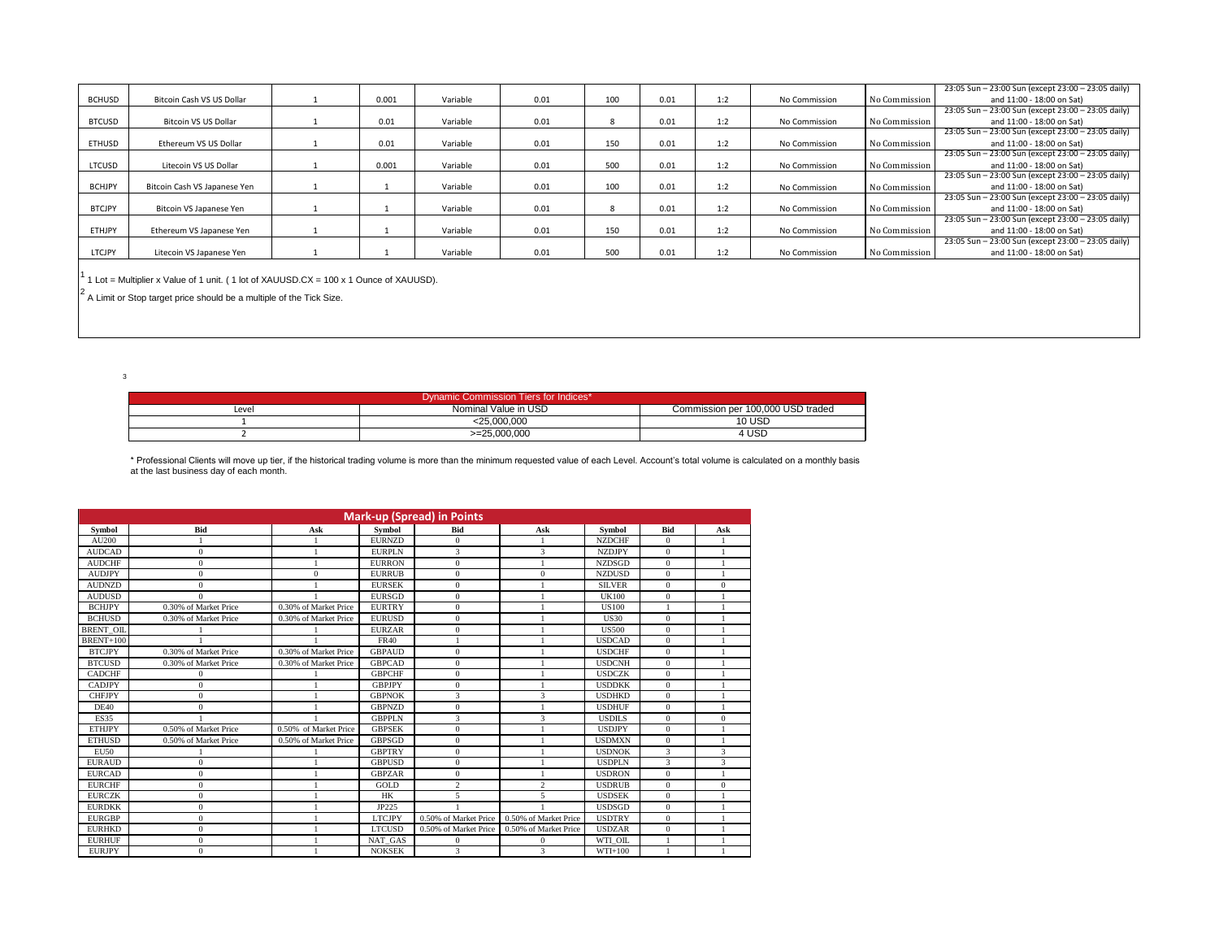| BCHUSD | Bitcoin Cash VS US Dollar | 1 | 0.001 | Variable | 0.01 | 100 | 0.01 | 1:2 | No Commission | No Commission | 23:05 Sun – 23:00 Sun (except 23:00 – 23:05 daily) and 11:00 - 18:00 on Sat) |
|---|---|---|---|---|---|---|---|---|---|---|---|
| BTCUSD | Bitcoin VS US Dollar | 1 | 0.01 | Variable | 0.01 | 8 | 0.01 | 1:2 | No Commission | No Commission | 23:05 Sun – 23:00 Sun (except 23:00 – 23:05 daily) and 11:00 - 18:00 on Sat) |
| ETHUSD | Ethereum VS US Dollar | 1 | 0.01 | Variable | 0.01 | 150 | 0.01 | 1:2 | No Commission | No Commission | 23:05 Sun – 23:00 Sun (except 23:00 – 23:05 daily) and 11:00 - 18:00 on Sat) |
| LTCUSD | Litecoin VS US Dollar | 1 | 0.001 | Variable | 0.01 | 500 | 0.01 | 1:2 | No Commission | No Commission | 23:05 Sun – 23:00 Sun (except 23:00 – 23:05 daily) and 11:00 - 18:00 on Sat) |
| BCHJPY | Bitcoin Cash VS Japanese Yen | 1 | 1 | Variable | 0.01 | 100 | 0.01 | 1:2 | No Commission | No Commission | 23:05 Sun – 23:00 Sun (except 23:00 – 23:05 daily) and 11:00 - 18:00 on Sat) |
| BTCJPY | Bitcoin VS Japanese Yen | 1 | 1 | Variable | 0.01 | 8 | 0.01 | 1:2 | No Commission | No Commission | 23:05 Sun – 23:00 Sun (except 23:00 – 23:05 daily) and 11:00 - 18:00 on Sat) |
| ETHJPY | Ethereum VS Japanese Yen | 1 | 1 | Variable | 0.01 | 150 | 0.01 | 1:2 | No Commission | No Commission | 23:05 Sun – 23:00 Sun (except 23:00 – 23:05 daily) and 11:00 - 18:00 on Sat) |
| LTCJPY | Litecoin VS Japanese Yen | 1 | 1 | Variable | 0.01 | 500 | 0.01 | 1:2 | No Commission | No Commission | 23:05 Sun – 23:00 Sun (except 23:00 – 23:05 daily) and 11:00 - 18:00 on Sat) |

[1] 1 Lot = Multiplier x Value of 1 unit. ( 1 lot of XAUUSD.CX = 100 x 1 Ounce of XAUUSD).

[2] A Limit or Stop target price should be a multiple of the Tick Size.

3

| Dynamic Commission Tiers for Indices* | | |
|---|---|---|
| Level | Nominal Value in USD | Commission per 100,000 USD traded |
| 1 | <25,000,000 | 10 USD |
| 2 | >=25,000,000 | 4 USD |

\* Professional Clients will move up tier, if the historical trading volume is more than the minimum requested value of each Level. Account's total volume is calculated on a monthly basis at the last business day of each month.

| Mark-up (Spread) in Points | | | | | | | | |
|---|---|---|---|---|---|---|---|---|
| Symbol | Bid | Ask | Symbol | Bid | Ask | Symbol | Bid | Ask |
| AU200 | 1 | 1 | EURNZD | 0 | 1 | NZDCHF | 0 | 1 |
| AUDCAD | 0 | 1 | EURPLN | 3 | 3 | NZDJPY | 0 | 1 |
| AUDCHF | 0 | 1 | EURRON | 0 | 1 | NZDSGD | 0 | 1 |
| AUDJPY | 0 | 0 | EURRUB | 0 | 0 | NZDUSD | 0 | 1 |
| AUDNZD | 0 | 1 | EURSEK | 0 | 1 | SILVER | 0 | 0 |
| AUDUSD | 0 | 1 | EURSGD | 0 | 1 | UK100 | 0 | 1 |
| BCHJPY | 0.30% of Market Price | 0.30% of Market Price | EURTRY | 0 | 1 | US100 | 1 | 1 |
| BCHUSD | 0.30% of Market Price | 0.30% of Market Price | EURUSD | 0 | 1 | US30 | 0 | 1 |
| BRENT_OIL | 1 | 1 | EURZAR | 0 | 1 | US500 | 0 | 1 |
| BRENT+100 | 1 | 1 | FR40 | 1 | 1 | USDCAD | 0 | 1 |
| BTCJPY | 0.30% of Market Price | 0.30% of Market Price | GBPAUD | 0 | 1 | USDCHF | 0 | 1 |
| BTCUSD | 0.30% of Market Price | 0.30% of Market Price | GBPCAD | 0 | 1 | USDCNH | 0 | 1 |
| CADCHF | 0 | 1 | GBPCHF | 0 | 1 | USDCZK | 0 | 1 |
| CADJPY | 0 | 1 | GBPJPY | 0 | 1 | USDDKK | 0 | 1 |
| CHFJPY | 0 | 1 | GBPNOK | 3 | 3 | USDHKD | 0 | 1 |
| DE40 | 0 | 1 | GBPNZD | 0 | 1 | USDHUF | 0 | 1 |
| ES35 | 1 | 1 | GBPPLN | 3 | 3 | USDILS | 0 | 0 |
| ETHJPY | 0.50% of Market Price | 0.50% of Market Price | GBPSEK | 0 | 1 | USDJPY | 0 | 1 |
| ETHUSD | 0.50% of Market Price | 0.50% of Market Price | GBPSGD | 0 | 1 | USDMXN | 0 | 1 |
| EU50 | 1 | 1 | GBPTRY | 0 | 1 | USDNOK | 3 | 3 |
| EURAUD | 0 | 1 | GBPUSD | 0 | 1 | USDPLN | 3 | 3 |
| EURCAD | 0 | 1 | GBPZAR | 0 | 1 | USDRON | 0 | 1 |
| EURCHF | 0 | 1 | GOLD | 2 | 2 | USDRUB | 0 | 0 |
| EURCZK | 0 | 1 | HK | 5 | 5 | USDSEK | 0 | 1 |
| EURDKK | 0 | 1 | JP225 | 1 | 1 | USDSGD | 0 | 1 |
| EURGBP | 0 | 1 | LTCJPY | 0.50% of Market Price | 0.50% of Market Price | USDTRY | 0 | 1 |
| EURHKD | 0 | 1 | LTCUSD | 0.50% of Market Price | 0.50% of Market Price | USDZAR | 0 | 1 |
| EURHUF | 0 | 1 | NAT_GAS | 0 | 0 | WTI_OIL | 1 | 1 |
| EURJPY | 0 | 1 | NOKSEK | 3 | 3 | WTI+100 | 1 | 1 |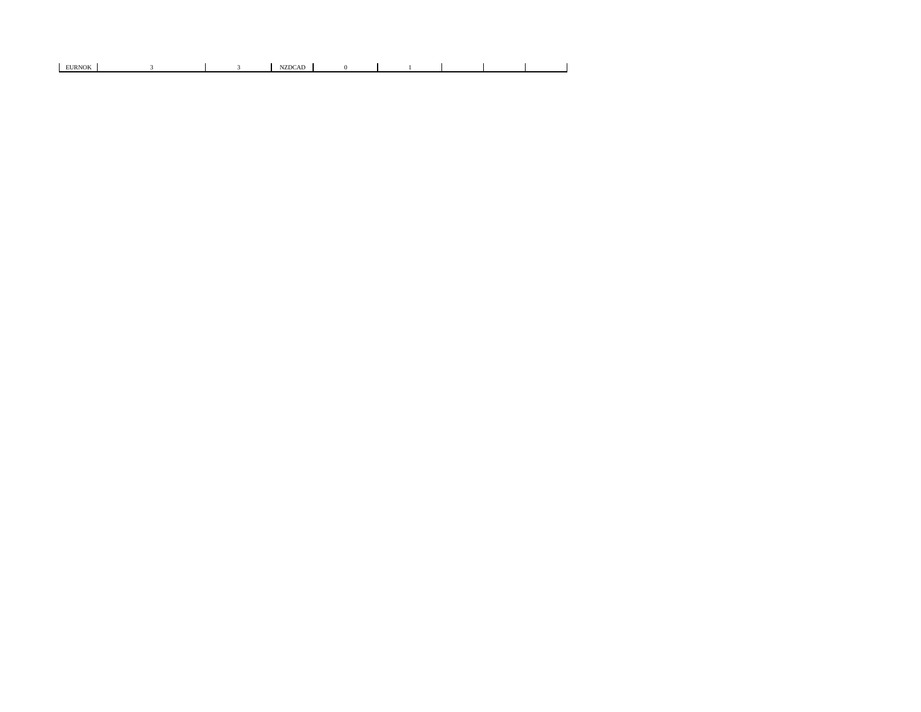| | | | | | | | | |
|---|---|---|---|---|---|---|---|---|
| EURNOK | 3 | 3 | NZDCAD | 0 | 1 | | | |